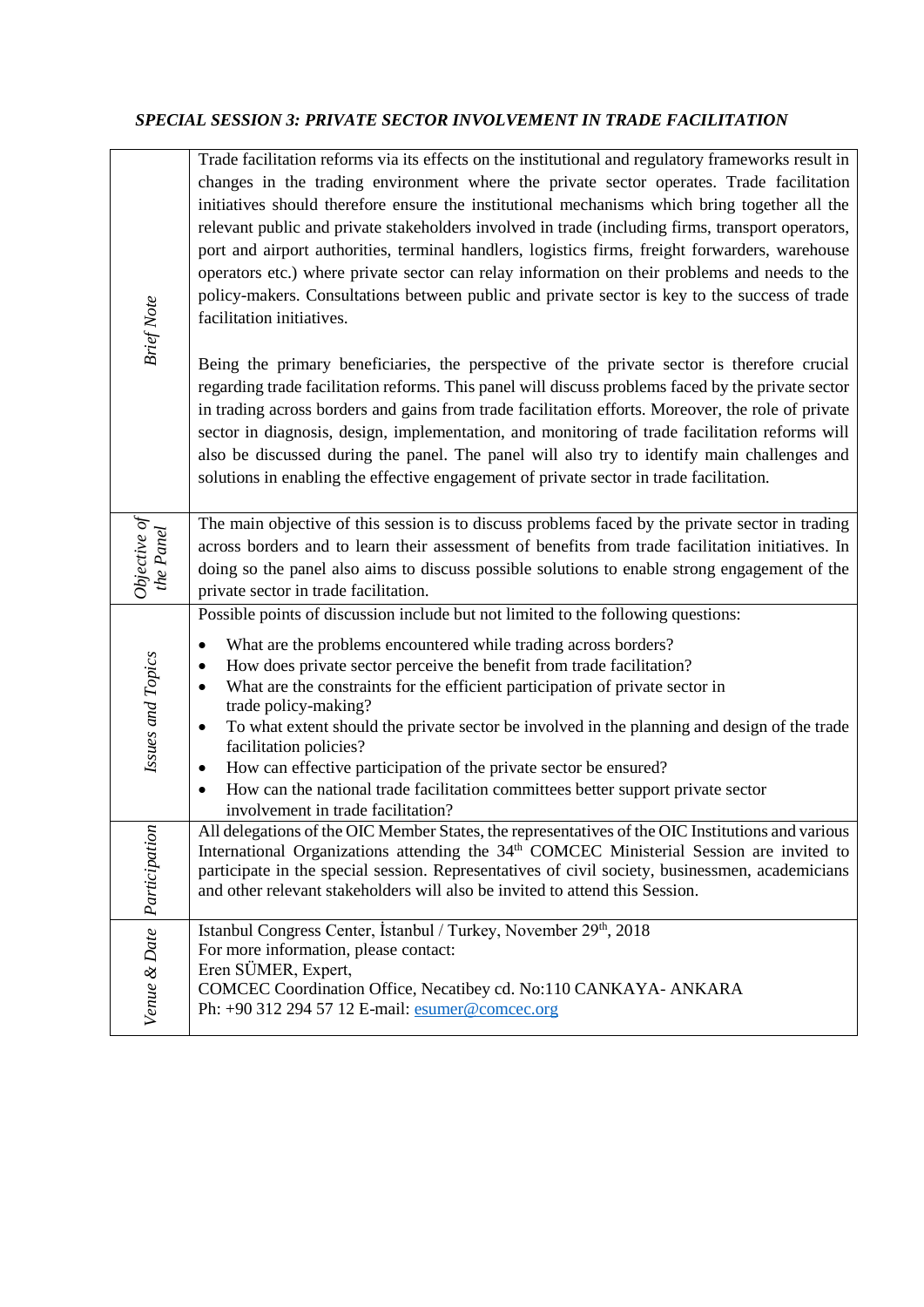### *SPECIAL SESSION 3: PRIVATE SECTOR INVOLVEMENT IN TRADE FACILITATION*

| | |
|---|---|
| *Brief Note* | Trade facilitation reforms via its effects on the institutional and regulatory frameworks result in changes in the trading environment where the private sector operates. Trade facilitation initiatives should therefore ensure the institutional mechanisms which bring together all the relevant public and private stakeholders involved in trade (including firms, transport operators, port and airport authorities, terminal handlers, logistics firms, freight forwarders, warehouse operators etc.) where private sector can relay information on their problems and needs to the policy-makers. Consultations between public and private sector is key to the success of trade facilitation initiatives.<br><br>Being the primary beneficiaries, the perspective of the private sector is therefore crucial regarding trade facilitation reforms. This panel will discuss problems faced by the private sector in trading across borders and gains from trade facilitation efforts. Moreover, the role of private sector in diagnosis, design, implementation, and monitoring of trade facilitation reforms will also be discussed during the panel. The panel will also try to identify main challenges and solutions in enabling the effective engagement of private sector in trade facilitation. |
| *Objective of the Panel* | The main objective of this session is to discuss problems faced by the private sector in trading across borders and to learn their assessment of benefits from trade facilitation initiatives. In doing so the panel also aims to discuss possible solutions to enable strong engagement of the private sector in trade facilitation. |
| *Issues and Topics* | Possible points of discussion include but not limited to the following questions:<br>• What are the problems encountered while trading across borders?<br>• How does private sector perceive the benefit from trade facilitation?<br>• What are the constraints for the efficient participation of private sector in trade policy-making?<br>• To what extent should the private sector be involved in the planning and design of the trade facilitation policies?<br>• How can effective participation of the private sector be ensured?<br>• How can the national trade facilitation committees better support private sector involvement in trade facilitation? |
| *Participation* | All delegations of the OIC Member States, the representatives of the OIC Institutions and various International Organizations attending the 34th COMCEC Ministerial Session are invited to participate in the special session. Representatives of civil society, businessmen, academicians and other relevant stakeholders will also be invited to attend this Session. |
| *Venue & Date* | Istanbul Congress Center, İstanbul / Turkey, November 29th, 2018<br>For more information, please contact:<br>Eren SÜMER, Expert,<br>COMCEC Coordination Office, Necatibey cd. No:110 CANKAYA- ANKARA<br>Ph: +90 312 294 57 12 E-mail: esumer@comcec.org |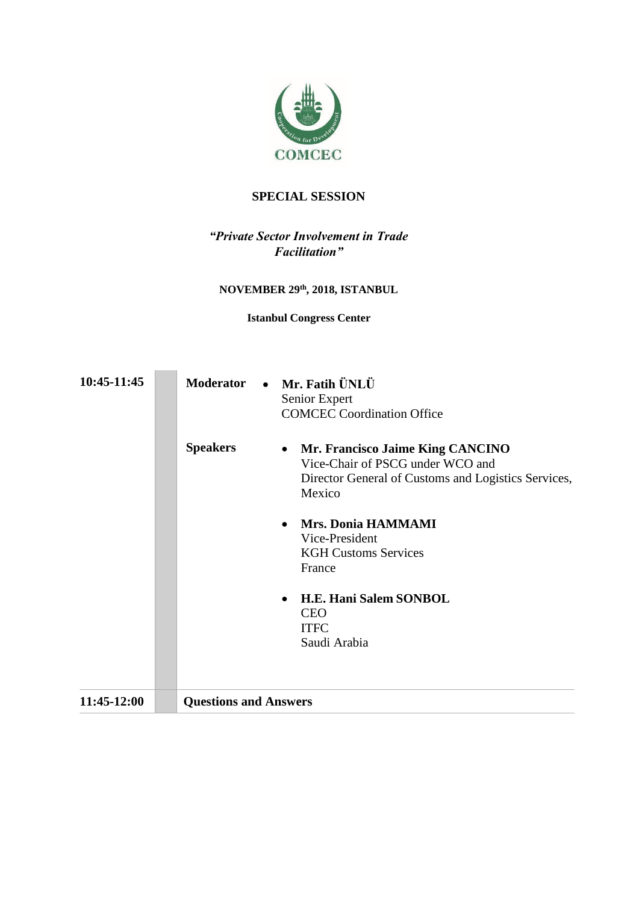COMCEC

## SPECIAL SESSION

### *"Private Sector Involvement in Trade Facilitation"*

**NOVEMBER 29th, 2018, ISTANBUL**

**Istanbul Congress Center**

| | | |
|---|---|---|
| **10:45-11:45** | **Moderator** | • **Mr. Fatih ÜNLÜ**<br>Senior Expert<br>COMCEC Coordination Office |
| | **Speakers** | • **Mr. Francisco Jaime King CANCINO**<br>Vice-Chair of PSCG under WCO and<br>Director General of Customs and Logistics Services, Mexico<br><br>• **Mrs. Donia HAMMAMI**<br>Vice-President<br>KGH Customs Services<br>France<br><br>• **H.E. Hani Salem SONBOL**<br>CEO<br>ITFC<br>Saudi Arabia |
| **11:45-12:00** | **Questions and Answers** | |